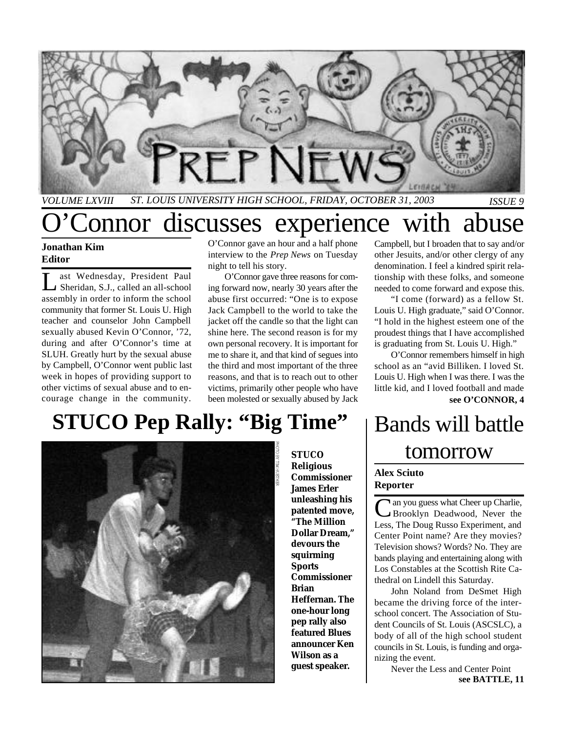# PREP NEWS

*VOLUME LXVIII* *ST. LOUIS UNIVERSITY HIGH SCHOOL, FRIDAY, OCTOBER 31, 2003* *ISSUE 9*

# O'Connor discusses experience with abuse

**Jonathan Kim**
**Editor**

Last Wednesday, President Paul Sheridan, S.J., called an all-school assembly in order to inform the school community that former St. Louis U. High teacher and counselor John Campbell sexually abused Kevin O'Connor, '72, during and after O'Connor's time at SLUH. Greatly hurt by the sexual abuse by Campbell, O'Connor went public last week in hopes of providing support to other victims of sexual abuse and to encourage change in the community.

O'Connor gave an hour and a half phone interview to the *Prep News* on Tuesday night to tell his story.

O'Connor gave three reasons for coming forward now, nearly 30 years after the abuse first occurred: "One is to expose Jack Campbell to the world to take the jacket off the candle so that the light can shine here. The second reason is for my own personal recovery. It is important for me to share it, and that kind of segues into the third and most important of the three reasons, and that is to reach out to other victims, primarily other people who have been molested or sexually abused by Jack Campbell, but I broaden that to say and/or other Jesuits, and/or other clergy of any denomination. I feel a kindred spirit relationship with these folks, and someone needed to come forward and expose this.

"I come (forward) as a fellow St. Louis U. High graduate," said O'Connor. "I hold in the highest esteem one of the proudest things that I have accomplished is graduating from St. Louis U. High."

O'Connor remembers himself in high school as an "avid Billiken. I loved St. Louis U. High when I was there. I was the little kid, and I loved football and made

**see O'CONNOR, 4**

# STUCO Pep Rally: "Big Time"

PHOTO BY TIM HUETHER

**STUCO Religious Commissioner James Erler unleashing his patented move, "The Million Dollar Dream," devours the squirming Sports Commissioner Brian Heffernan. The one-hour long pep rally also featured Blues announcer Ken Wilson as a guest speaker.**

# Bands will battle tomorrow

**Alex Sciuto**
**Reporter**

Can you guess what Cheer up Charlie, Brooklyn Deadwood, Never the Less, The Doug Russo Experiment, and Center Point name? Are they movies? Television shows? Words? No. They are bands playing and entertaining along with Los Constables at the Scottish Rite Cathedral on Lindell this Saturday.

John Noland from DeSmet High became the driving force of the inter-school concert. The Association of Student Councils of St. Louis (ASCSLC), a body of all of the high school student councils in St. Louis, is funding and organizing the event.

Never the Less and Center Point

**see BATTLE, 11**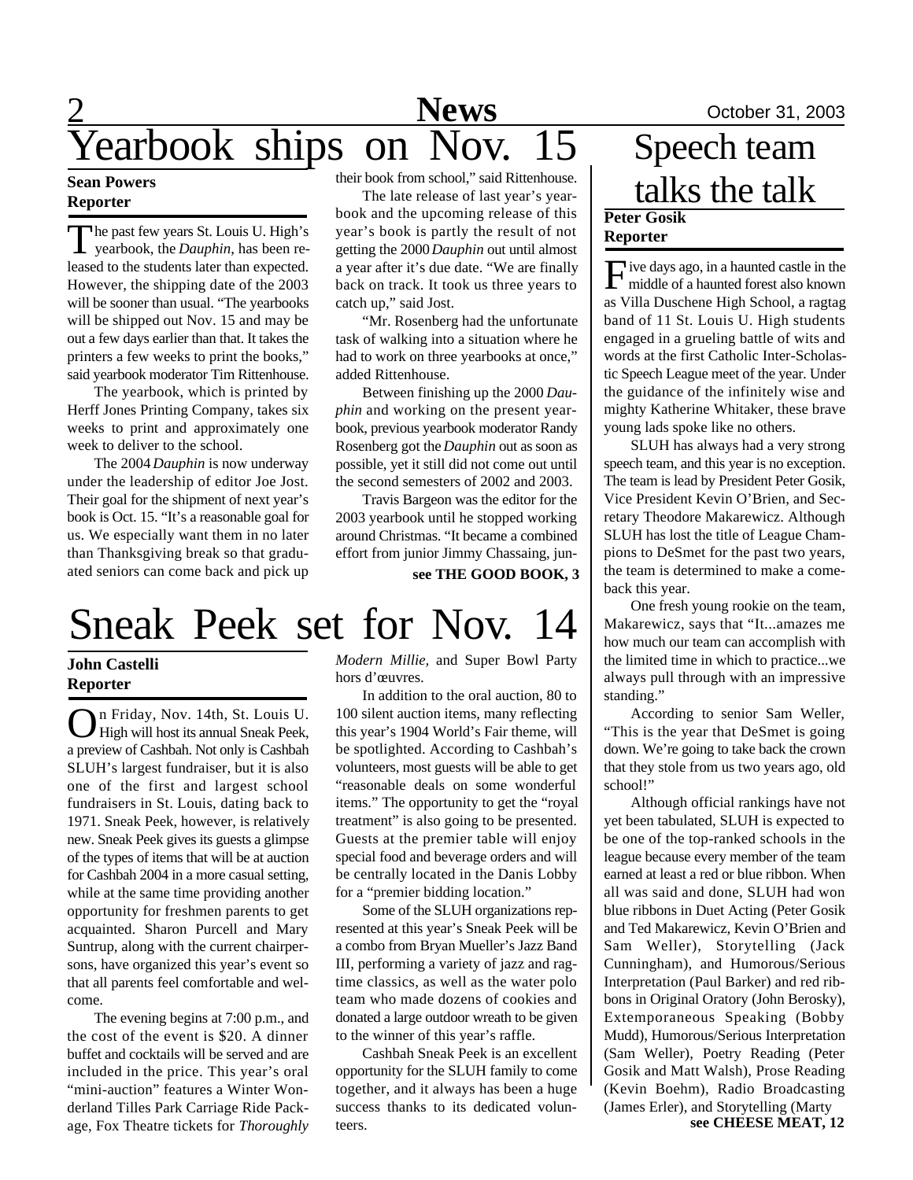# Yearbook ships on Nov. 15

**Sean Powers**
**Reporter**

The past few years St. Louis U. High's yearbook, the *Dauphin*, has been released to the students later than expected. However, the shipping date of the 2003 will be sooner than usual. "The yearbooks will be shipped out Nov. 15 and may be out a few days earlier than that. It takes the printers a few weeks to print the books," said yearbook moderator Tim Rittenhouse.

The yearbook, which is printed by Herff Jones Printing Company, takes six weeks to print and approximately one week to deliver to the school.

The 2004 *Dauphin* is now underway under the leadership of editor Joe Jost. Their goal for the shipment of next year's book is Oct. 15. "It's a reasonable goal for us. We especially want them in no later than Thanksgiving break so that graduated seniors can come back and pick up their book from school," said Rittenhouse.

The late release of last year's yearbook and the upcoming release of this year's book is partly the result of not getting the 2000 *Dauphin* out until almost a year after it's due date. "We are finally back on track. It took us three years to catch up," said Jost.

"Mr. Rosenberg had the unfortunate task of walking into a situation where he had to work on three yearbooks at once," added Rittenhouse.

Between finishing up the 2000 *Dauphin* and working on the present yearbook, previous yearbook moderator Randy Rosenberg got the *Dauphin* out as soon as possible, yet it still did not come out until the second semesters of 2002 and 2003.

Travis Bargeon was the editor for the 2003 yearbook until he stopped working around Christmas. "It became a combined effort from junior Jimmy Chassaing, jun-

**see THE GOOD BOOK, 3**

# Sneak Peek set for Nov. 14

**John Castelli**
**Reporter**

On Friday, Nov. 14th, St. Louis U. High will host its annual Sneak Peek, a preview of Cashbah. Not only is Cashbah SLUH's largest fundraiser, but it is also one of the first and largest school fundraisers in St. Louis, dating back to 1971. Sneak Peek, however, is relatively new. Sneak Peek gives its guests a glimpse of the types of items that will be at auction for Cashbah 2004 in a more casual setting, while at the same time providing another opportunity for freshmen parents to get acquainted. Sharon Purcell and Mary Suntrup, along with the current chairpersons, have organized this year's event so that all parents feel comfortable and welcome.

The evening begins at 7:00 p.m., and the cost of the event is $20. A dinner buffet and cocktails will be served and are included in the price. This year's oral "mini-auction" features a Winter Wonderland Tilles Park Carriage Ride Package, Fox Theatre tickets for *Thoroughly Modern Millie,* and Super Bowl Party hors d'œuvres.

In addition to the oral auction, 80 to 100 silent auction items, many reflecting this year's 1904 World's Fair theme, will be spotlighted. According to Cashbah's volunteers, most guests will be able to get "reasonable deals on some wonderful items." The opportunity to get the "royal treatment" is also going to be presented. Guests at the premier table will enjoy special food and beverage orders and will be centrally located in the Danis Lobby for a "premier bidding location."

Some of the SLUH organizations represented at this year's Sneak Peek will be a combo from Bryan Mueller's Jazz Band III, performing a variety of jazz and ragtime classics, as well as the water polo team who made dozens of cookies and donated a large outdoor wreath to be given to the winner of this year's raffle.

Cashbah Sneak Peek is an excellent opportunity for the SLUH family to come together, and it always has been a huge success thanks to its dedicated volunteers.

# Speech team talks the talk

**Peter Gosik**
**Reporter**

Five days ago, in a haunted castle in the middle of a haunted forest also known as Villa Duschene High School, a ragtag band of 11 St. Louis U. High students engaged in a grueling battle of wits and words at the first Catholic Inter-Scholastic Speech League meet of the year. Under the guidance of the infinitely wise and mighty Katherine Whitaker, these brave young lads spoke like no others.

SLUH has always had a very strong speech team, and this year is no exception. The team is lead by President Peter Gosik, Vice President Kevin O'Brien, and Secretary Theodore Makarewicz. Although SLUH has lost the title of League Champions to DeSmet for the past two years, the team is determined to make a comeback this year.

One fresh young rookie on the team, Makarewicz, says that "It...amazes me how much our team can accomplish with the limited time in which to practice...we always pull through with an impressive standing."

According to senior Sam Weller, "This is the year that DeSmet is going down. We're going to take back the crown that they stole from us two years ago, old school!"

Although official rankings have not yet been tabulated, SLUH is expected to be one of the top-ranked schools in the league because every member of the team earned at least a red or blue ribbon. When all was said and done, SLUH had won blue ribbons in Duet Acting (Peter Gosik and Ted Makarewicz, Kevin O'Brien and Sam Weller), Storytelling (Jack Cunningham), and Humorous/Serious Interpretation (Paul Barker) and red ribbons in Original Oratory (John Berosky), Extemporaneous Speaking (Bobby Mudd), Humorous/Serious Interpretation (Sam Weller), Poetry Reading (Peter Gosik and Matt Walsh), Prose Reading (Kevin Boehm), Radio Broadcasting (James Erler), and Storytelling (Marty

**see CHEESE MEAT, 12**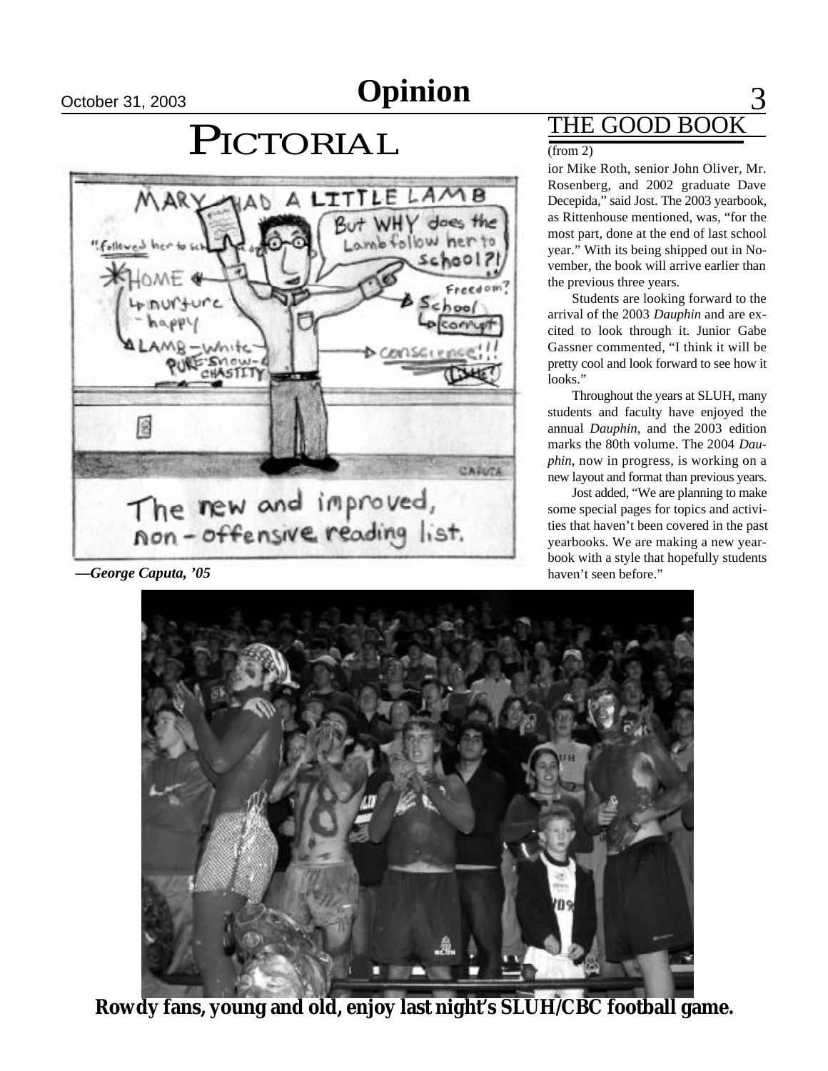# Pictorial

—*George Caputa, '05*

## THE GOOD BOOK

(from 2)

ior Mike Roth, senior John Oliver, Mr. Rosenberg, and 2002 graduate Dave Decepida," said Jost. The 2003 yearbook, as Rittenhouse mentioned, was, "for the most part, done at the end of last school year." With its being shipped out in November, the book will arrive earlier than the previous three years.

Students are looking forward to the arrival of the 2003 *Dauphin* and are excited to look through it. Junior Gabe Gassner commented, "I think it will be pretty cool and look forward to see how it looks."

Throughout the years at SLUH, many students and faculty have enjoyed the annual *Dauphin*, and the 2003 edition marks the 80th volume. The 2004 *Dauphin*, now in progress, is working on a new layout and format than previous years.

Jost added, "We are planning to make some special pages for topics and activities that haven't been covered in the past yearbooks. We are making a new yearbook with a style that hopefully students haven't seen before."

**Rowdy fans, young and old, enjoy last night's SLUH/CBC football game.**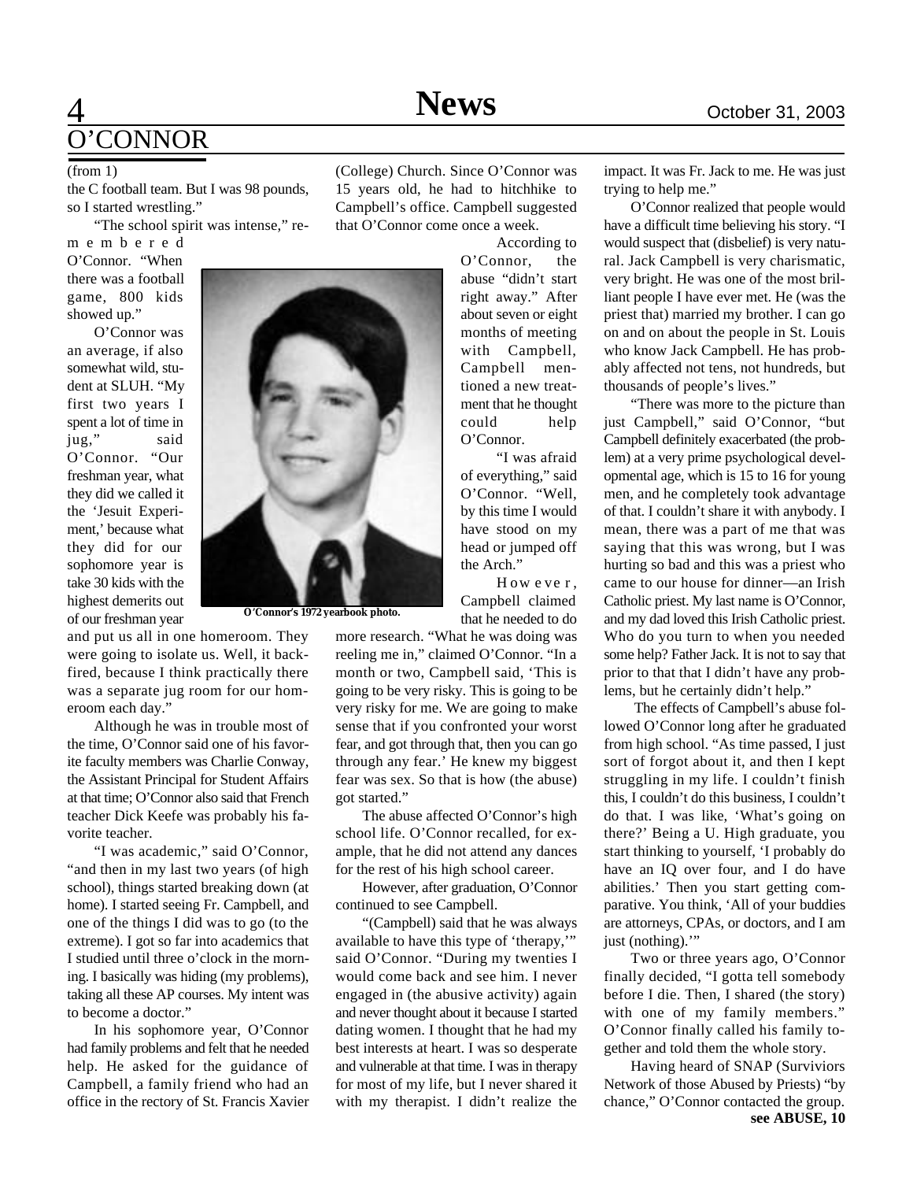# O'CONNOR

(from 1)

the C football team. But I was 98 pounds, so I started wrestling."

"The school spirit was intense," remembered O'Connor. "When there was a football game, 800 kids showed up."

O'Connor was an average, if also somewhat wild, student at SLUH. "My first two years I spent a lot of time in jug," said O'Connor. "Our freshman year, what they did we called it the 'Jesuit Experiment,' because what they did for our sophomore year is take 30 kids with the highest demerits out of our freshman year and put us all in one homeroom. They were going to isolate us. Well, it backfired, because I think practically there was a separate jug room for our homeroom each day."

O'Connor's 1972 yearbook photo.

Although he was in trouble most of the time, O'Connor said one of his favorite faculty members was Charlie Conway, the Assistant Principal for Student Affairs at that time; O'Connor also said that French teacher Dick Keefe was probably his favorite teacher.

"I was academic," said O'Connor, "and then in my last two years (of high school), things started breaking down (at home). I started seeing Fr. Campbell, and one of the things I did was to go (to the extreme). I got so far into academics that I studied until three o'clock in the morning. I basically was hiding (my problems), taking all these AP courses. My intent was to become a doctor."

In his sophomore year, O'Connor had family problems and felt that he needed help. He asked for the guidance of Campbell, a family friend who had an office in the rectory of St. Francis Xavier (College) Church. Since O'Connor was 15 years old, he had to hitchhike to Campbell's office. Campbell suggested that O'Connor come once a week.

According to O'Connor, the abuse "didn't start right away." After about seven or eight months of meeting with Campbell, Campbell mentioned a new treatment that he thought could help O'Connor.

"I was afraid of everything," said O'Connor. "Well, by this time I would have stood on my head or jumped off the Arch."

However, Campbell claimed that he needed to do more research. "What he was doing was reeling me in," claimed O'Connor. "In a month or two, Campbell said, 'This is going to be very risky. This is going to be very risky for me. We are going to make sense that if you confronted your worst fear, and got through that, then you can go through any fear.' He knew my biggest fear was sex. So that is how (the abuse) got started."

The abuse affected O'Connor's high school life. O'Connor recalled, for example, that he did not attend any dances for the rest of his high school career.

However, after graduation, O'Connor continued to see Campbell.

"(Campbell) said that he was always available to have this type of 'therapy,'" said O'Connor. "During my twenties I would come back and see him. I never engaged in (the abusive activity) again and never thought about it because I started dating women. I thought that he had my best interests at heart. I was so desperate and vulnerable at that time. I was in therapy for most of my life, but I never shared it with my therapist. I didn't realize the impact. It was Fr. Jack to me. He was just trying to help me."

O'Connor realized that people would have a difficult time believing his story. "I would suspect that (disbelief) is very natural. Jack Campbell is very charismatic, very bright. He was one of the most brilliant people I have ever met. He (was the priest that) married my brother. I can go on and on about the people in St. Louis who know Jack Campbell. He has probably affected not tens, not hundreds, but thousands of people's lives."

"There was more to the picture than just Campbell," said O'Connor, "but Campbell definitely exacerbated (the problem) at a very prime psychological developmental age, which is 15 to 16 for young men, and he completely took advantage of that. I couldn't share it with anybody. I mean, there was a part of me that was saying that this was wrong, but I was hurting so bad and this was a priest who came to our house for dinner—an Irish Catholic priest. My last name is O'Connor, and my dad loved this Irish Catholic priest. Who do you turn to when you needed some help? Father Jack. It is not to say that prior to that that I didn't have any problems, but he certainly didn't help."

The effects of Campbell's abuse followed O'Connor long after he graduated from high school. "As time passed, I just sort of forgot about it, and then I kept struggling in my life. I couldn't finish this, I couldn't do this business, I couldn't do that. I was like, 'What's going on there?' Being a U. High graduate, you start thinking to yourself, 'I probably do have an IQ over four, and I do have abilities.' Then you start getting comparative. You think, 'All of your buddies are attorneys, CPAs, or doctors, and I am just (nothing).'"

Two or three years ago, O'Connor finally decided, "I gotta tell somebody before I die. Then, I shared (the story) with one of my family members." O'Connor finally called his family together and told them the whole story.

Having heard of SNAP (Surviviors Network of those Abused by Priests) "by chance," O'Connor contacted the group.

**see ABUSE, 10**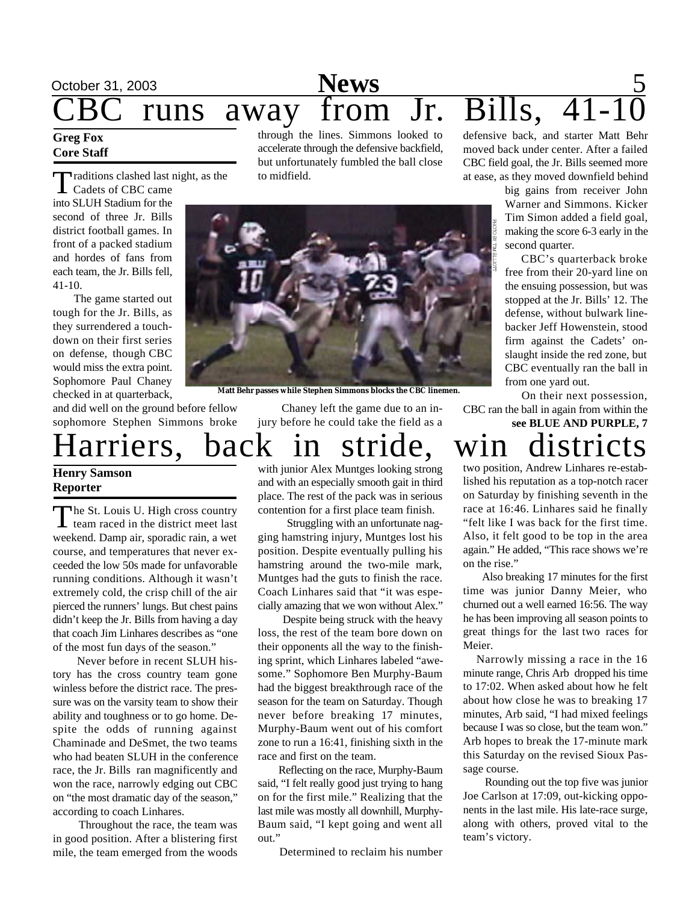# CBC runs away from Jr. Bills, 41-10

**Greg Fox**
**Core Staff**

Traditions clashed last night, as the Cadets of CBC came into SLUH Stadium for the second of three Jr. Bills district football games. In front of a packed stadium and hordes of fans from each team, the Jr. Bills fell, 41-10.

The game started out tough for the Jr. Bills, as they surrendered a touchdown on their first series on defense, though CBC would miss the extra point. Sophomore Paul Chaney checked in at quarterback, and did well on the ground before fellow sophomore Stephen Simmons broke through the lines. Simmons looked to accelerate through the defensive backfield, but unfortunately fumbled the ball close to midfield.

Matt Behr passes while Stephen Simmons blocks the CBC linemen.

PHOTO BY TIM ELLIOTT

Chaney left the game due to an injury before he could take the field as a defensive back, and starter Matt Behr moved back under center. After a failed CBC field goal, the Jr. Bills seemed more at ease, as they moved downfield behind big gains from receiver John Warner and Simmons. Kicker Tim Simon added a field goal, making the score 6-3 early in the second quarter.

CBC's quarterback broke free from their 20-yard line on the ensuing possession, but was stopped at the Jr. Bills' 12. The defense, without bulwark linebacker Jeff Howenstein, stood firm against the Cadets' onslaught inside the red zone, but CBC eventually ran the ball in from one yard out.

On their next possession, CBC ran the ball in again from within the

**see BLUE AND PURPLE, 7**

# Harriers, back in stride, win districts

**Henry Samson**
**Reporter**

The St. Louis U. High cross country team raced in the district meet last weekend. Damp air, sporadic rain, a wet course, and temperatures that never exceeded the low 50s made for unfavorable running conditions. Although it wasn't extremely cold, the crisp chill of the air pierced the runners' lungs. But chest pains didn't keep the Jr. Bills from having a day that coach Jim Linhares describes as "one of the most fun days of the season."

Never before in recent SLUH history has the cross country team gone winless before the district race. The pressure was on the varsity team to show their ability and toughness or to go home. Despite the odds of running against Chaminade and DeSmet, the two teams who had beaten SLUH in the conference race, the Jr. Bills ran magnificently and won the race, narrowly edging out CBC on "the most dramatic day of the season," according to coach Linhares.

Throughout the race, the team was in good position. After a blistering first mile, the team emerged from the woods with junior Alex Muntges looking strong and with an especially smooth gait in third place. The rest of the pack was in serious contention for a first place team finish.

Struggling with an unfortunate nagging hamstring injury, Muntges lost his position. Despite eventually pulling his hamstring around the two-mile mark, Muntges had the guts to finish the race. Coach Linhares said that "it was especially amazing that we won without Alex."

Despite being struck with the heavy loss, the rest of the team bore down on their opponents all the way to the finishing sprint, which Linhares labeled "awesome." Sophomore Ben Murphy-Baum had the biggest breakthrough race of the season for the team on Saturday. Though never before breaking 17 minutes, Murphy-Baum went out of his comfort zone to run a 16:41, finishing sixth in the race and first on the team.

Reflecting on the race, Murphy-Baum said, "I felt really good just trying to hang on for the first mile." Realizing that the last mile was mostly all downhill, Murphy-Baum said, "I kept going and went all out."

Determined to reclaim his number two position, Andrew Linhares re-established his reputation as a top-notch racer on Saturday by finishing seventh in the race at 16:46. Linhares said he finally "felt like I was back for the first time. Also, it felt good to be top in the area again." He added, "This race shows we're on the rise."

Also breaking 17 minutes for the first time was junior Danny Meier, who churned out a well earned 16:56. The way he has been improving all season points to great things for the last two races for Meier.

Narrowly missing a race in the 16 minute range, Chris Arb dropped his time to 17:02. When asked about how he felt about how close he was to breaking 17 minutes, Arb said, "I had mixed feelings because I was so close, but the team won." Arb hopes to break the 17-minute mark this Saturday on the revised Sioux Passage course.

Rounding out the top five was junior Joe Carlson at 17:09, out-kicking opponents in the last mile. His late-race surge, along with others, proved vital to the team's victory.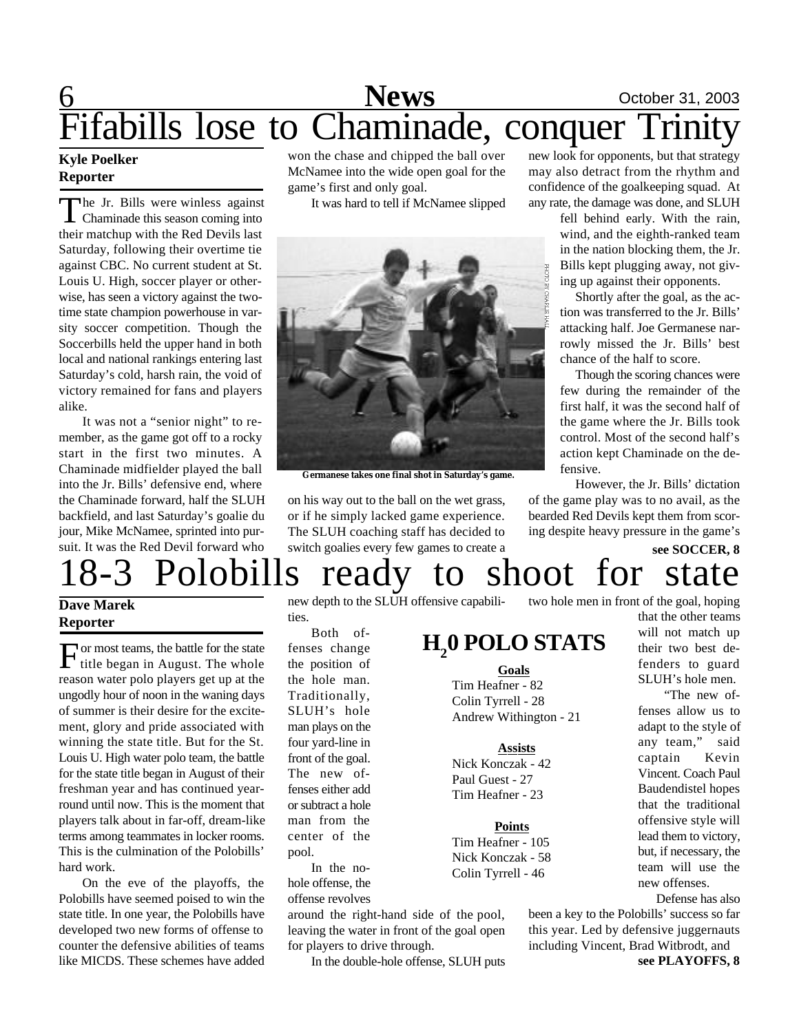# Fifabills lose to Chaminade, conquer Trinity

**Kyle Poelker**
**Reporter**

The Jr. Bills were winless against Chaminade this season coming into their matchup with the Red Devils last Saturday, following their overtime tie against CBC. No current student at St. Louis U. High, soccer player or otherwise, has seen a victory against the two-time state champion powerhouse in varsity soccer competition. Though the Soccerbills held the upper hand in both local and national rankings entering last Saturday's cold, harsh rain, the void of victory remained for fans and players alike.

It was not a "senior night" to remember, as the game got off to a rocky start in the first two minutes. A Chaminade midfielder played the ball into the Jr. Bills' defensive end, where the Chaminade forward, half the SLUH backfield, and last Saturday's goalie du jour, Mike McNamee, sprinted into pursuit. It was the Red Devil forward who won the chase and chipped the ball over McNamee into the wide open goal for the game's first and only goal.

It was hard to tell if McNamee slipped on his way out to the ball on the wet grass, or if he simply lacked game experience. The SLUH coaching staff has decided to switch goalies every few games to create a new look for opponents, but that strategy may also detract from the rhythm and confidence of the goalkeeping squad. At any rate, the damage was done, and SLUH fell behind early. With the rain, wind, and the eighth-ranked team in the nation blocking them, the Jr. Bills kept plugging away, not giving up against their opponents.

Germanese takes one final shot in Saturday's game.

Shortly after the goal, as the action was transferred to the Jr. Bills' attacking half. Joe Germanese narrowly missed the Jr. Bills' best chance of the half to score.

Though the scoring chances were few during the remainder of the first half, it was the second half of the game where the Jr. Bills took control. Most of the second half's action kept Chaminade on the defensive.

However, the Jr. Bills' dictation of the game play was to no avail, as the bearded Red Devils kept them from scoring despite heavy pressure in the game's

**see SOCCER, 8**

# 18-3 Polobills ready to shoot for state

**Dave Marek**
**Reporter**

For most teams, the battle for the state title began in August. The whole reason water polo players get up at the ungodly hour of noon in the waning days of summer is their desire for the excitement, glory and pride associated with winning the state title. But for the St. Louis U. High water polo team, the battle for the state title began in August of their freshman year and has continued year-round until now. This is the moment that players talk about in far-off, dream-like terms among teammates in locker rooms. This is the culmination of the Polobills' hard work.

On the eve of the playoffs, the Polobills have seemed poised to win the state title. In one year, the Polobills have developed two new forms of offense to counter the defensive abilities of teams like MICDS. These schemes have added new depth to the SLUH offensive capabilities.

Both offenses change the position of the hole man. Traditionally, SLUH's hole man plays on the four yard-line in front of the goal. The new offenses either add or subtract a hole man from the center of the pool.

In the no-hole offense, the offense revolves around the right-hand side of the pool, leaving the water in front of the goal open for players to drive through.

In the double-hole offense, SLUH puts two hole men in front of the goal, hoping that the other teams will not match up their two best defenders to guard SLUH's hole men.

"The new offenses allow us to adapt to the style of any team," said captain Kevin Vincent. Coach Paul Baudendistel hopes that the traditional offensive style will lead them to victory, but, if necessary, the team will use the new offenses.

Defense has also been a key to the Polobills' success so far this year. Led by defensive juggernauts including Vincent, Brad Witbrodt, and

**see PLAYOFFS, 8**

## $H_20$ POLO STATS

**Goals**
Tim Heafner - 82
Colin Tyrrell - 28
Andrew Withington - 21

**Assists**
Nick Konczak - 42
Paul Guest - 27
Tim Heafner - 23

**Points**
Tim Heafner - 105
Nick Konczak - 58
Colin Tyrrell - 46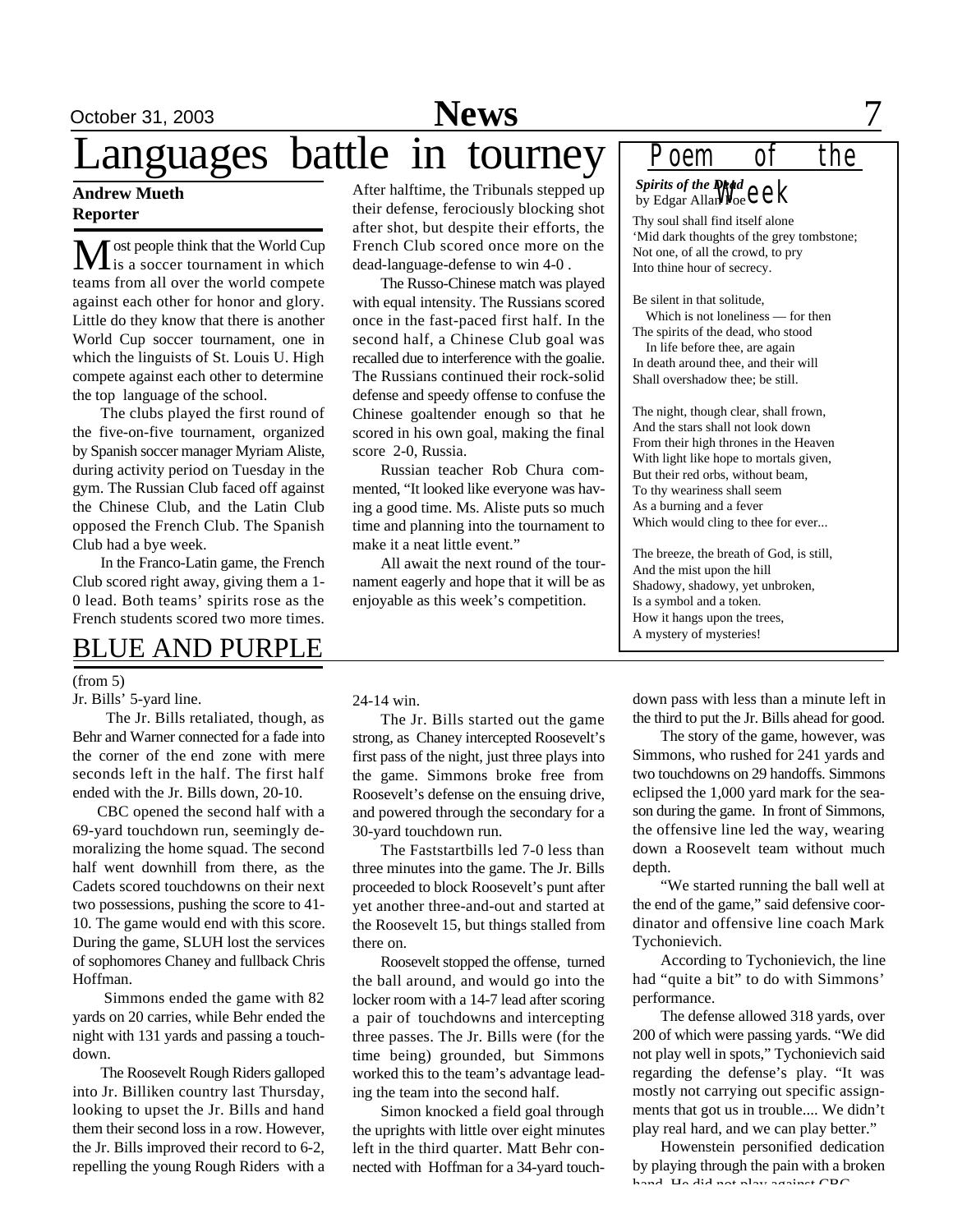# Languages battle in tourney

**Andrew Mueth**
**Reporter**

Most people think that the World Cup is a soccer tournament in which teams from all over the world compete against each other for honor and glory. Little do they know that there is another World Cup soccer tournament, one in which the linguists of St. Louis U. High compete against each other to determine the top language of the school.

The clubs played the first round of the five-on-five tournament, organized by Spanish soccer manager Myriam Aliste, during activity period on Tuesday in the gym. The Russian Club faced off against the Chinese Club, and the Latin Club opposed the French Club. The Spanish Club had a bye week.

In the Franco-Latin game, the French Club scored right away, giving them a 1-0 lead. Both teams' spirits rose as the French students scored two more times. After halftime, the Tribunals stepped up their defense, ferociously blocking shot after shot, but despite their efforts, the French Club scored once more on the dead-language-defense to win 4-0 .

The Russo-Chinese match was played with equal intensity. The Russians scored once in the fast-paced first half. In the second half, a Chinese Club goal was recalled due to interference with the goalie. The Russians continued their rock-solid defense and speedy offense to confuse the Chinese goaltender enough so that he scored in his own goal, making the final score 2-0, Russia.

Russian teacher Rob Chura commented, "It looked like everyone was having a good time. Ms. Aliste puts so much time and planning into the tournament to make it a neat little event."

All await the next round of the tournament eagerly and hope that it will be as enjoyable as this week's competition.

## Poem of the Week

***Spirits of the Dead***
by Edgar Allan Poe

Thy soul shall find itself alone
'Mid dark thoughts of the grey tombstone;
Not one, of all the crowd, to pry
Into thine hour of secrecy.

Be silent in that solitude,
Which is not loneliness — for then
The spirits of the dead, who stood
In life before thee, are again
In death around thee, and their will
Shall overshadow thee; be still.

The night, though clear, shall frown,
And the stars shall not look down
From their high thrones in the Heaven
With light like hope to mortals given,
But their red orbs, without beam,
To thy weariness shall seem
As a burning and a fever
Which would cling to thee for ever...

The breeze, the breath of God, is still,
And the mist upon the hill
Shadowy, shadowy, yet unbroken,
Is a symbol and a token.
How it hangs upon the trees,
A mystery of mysteries!

## BLUE AND PURPLE

(from 5)

Jr. Bills' 5-yard line.

The Jr. Bills retaliated, though, as Behr and Warner connected for a fade into the corner of the end zone with mere seconds left in the half. The first half ended with the Jr. Bills down, 20-10.

CBC opened the second half with a 69-yard touchdown run, seemingly demoralizing the home squad. The second half went downhill from there, as the Cadets scored touchdowns on their next two possessions, pushing the score to 41-10. The game would end with this score. During the game, SLUH lost the services of sophomores Chaney and fullback Chris Hoffman.

Simmons ended the game with 82 yards on 20 carries, while Behr ended the night with 131 yards and passing a touchdown.

The Roosevelt Rough Riders galloped into Jr. Billiken country last Thursday, looking to upset the Jr. Bills and hand them their second loss in a row. However, the Jr. Bills improved their record to 6-2, repelling the young Rough Riders with a 24-14 win.

The Jr. Bills started out the game strong, as Chaney intercepted Roosevelt's first pass of the night, just three plays into the game. Simmons broke free from Roosevelt's defense on the ensuing drive, and powered through the secondary for a 30-yard touchdown run.

The Faststartbills led 7-0 less than three minutes into the game. The Jr. Bills proceeded to block Roosevelt's punt after yet another three-and-out and started at the Roosevelt 15, but things stalled from there on.

Roosevelt stopped the offense, turned the ball around, and would go into the locker room with a 14-7 lead after scoring a pair of touchdowns and intercepting three passes. The Jr. Bills were (for the time being) grounded, but Simmons worked this to the team's advantage leading the team into the second half.

Simon knocked a field goal through the uprights with little over eight minutes left in the third quarter. Matt Behr connected with Hoffman for a 34-yard touchdown pass with less than a minute left in the third to put the Jr. Bills ahead for good.

The story of the game, however, was Simmons, who rushed for 241 yards and two touchdowns on 29 handoffs. Simmons eclipsed the 1,000 yard mark for the season during the game. In front of Simmons, the offensive line led the way, wearing down a Roosevelt team without much depth.

"We started running the ball well at the end of the game," said defensive coordinator and offensive line coach Mark Tychonievich.

According to Tychonievich, the line had "quite a bit" to do with Simmons' performance.

The defense allowed 318 yards, over 200 of which were passing yards. "We did not play well in spots," Tychonievich said regarding the defense's play. "It was mostly not carrying out specific assignments that got us in trouble.... We didn't play real hard, and we can play better."

Howenstein personified dedication by playing through the pain with a broken hand. He did not play against CBC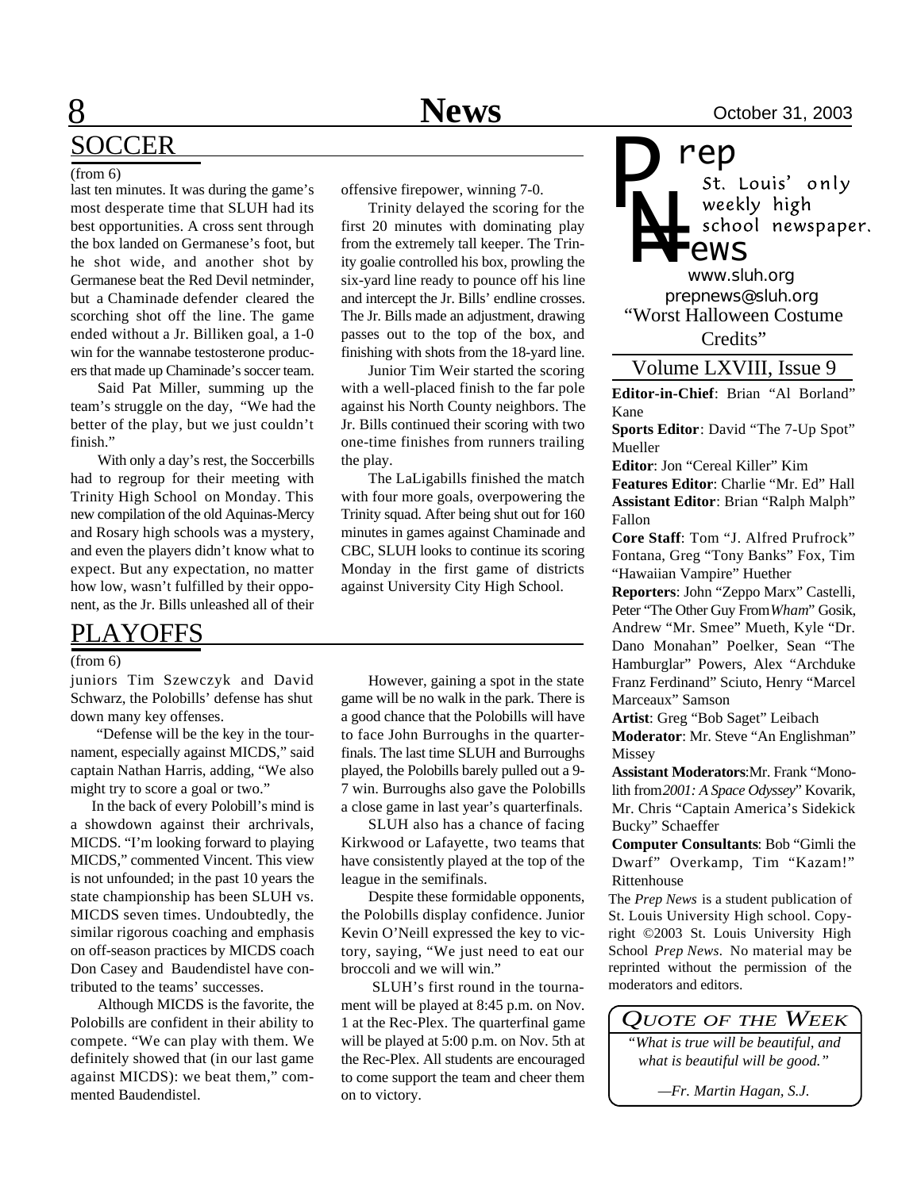## SOCCER

(from 6)

last ten minutes. It was during the game's most desperate time that SLUH had its best opportunities. A cross sent through the box landed on Germanese's foot, but he shot wide, and another shot by Germanese beat the Red Devil netminder, but a Chaminade defender cleared the scorching shot off the line. The game ended without a Jr. Billiken goal, a 1-0 win for the wannabe testosterone producers that made up Chaminade's soccer team.

Said Pat Miller, summing up the team's struggle on the day, "We had the better of the play, but we just couldn't finish."

With only a day's rest, the Soccerbills had to regroup for their meeting with Trinity High School on Monday. This new compilation of the old Aquinas-Mercy and Rosary high schools was a mystery, and even the players didn't know what to expect. But any expectation, no matter how low, wasn't fulfilled by their opponent, as the Jr. Bills unleashed all of their offensive firepower, winning 7-0.

Trinity delayed the scoring for the first 20 minutes with dominating play from the extremely tall keeper. The Trinity goalie controlled his box, prowling the six-yard line ready to pounce off his line and intercept the Jr. Bills' endline crosses. The Jr. Bills made an adjustment, drawing passes out to the top of the box, and finishing with shots from the 18-yard line.

Junior Tim Weir started the scoring with a well-placed finish to the far pole against his North County neighbors. The Jr. Bills continued their scoring with two one-time finishes from runners trailing the play.

The LaLigabills finished the match with four more goals, overpowering the Trinity squad. After being shut out for 160 minutes in games against Chaminade and CBC, SLUH looks to continue its scoring Monday in the first game of districts against University City High School.

## PLAYOFFS

(from 6)

juniors Tim Szewczyk and David Schwarz, the Polobills' defense has shut down many key offenses.

"Defense will be the key in the tournament, especially against MICDS," said captain Nathan Harris, adding, "We also might try to score a goal or two."

In the back of every Polobill's mind is a showdown against their archrivals, MICDS. "I'm looking forward to playing MICDS," commented Vincent. This view is not unfounded; in the past 10 years the state championship has been SLUH vs. MICDS seven times. Undoubtedly, the similar rigorous coaching and emphasis on off-season practices by MICDS coach Don Casey and Baudendistel have contributed to the teams' successes.

Although MICDS is the favorite, the Polobills are confident in their ability to compete. "We can play with them. We definitely showed that (in our last game against MICDS): we beat them," commented Baudendistel.

However, gaining a spot in the state game will be no walk in the park. There is a good chance that the Polobills will have to face John Burroughs in the quarterfinals. The last time SLUH and Burroughs played, the Polobills barely pulled out a 9-7 win. Burroughs also gave the Polobills a close game in last year's quarterfinals.

SLUH also has a chance of facing Kirkwood or Lafayette, two teams that have consistently played at the top of the league in the semifinals.

Despite these formidable opponents, the Polobills display confidence. Junior Kevin O'Neill expressed the key to victory, saying, "We just need to eat our broccoli and we will win."

SLUH's first round in the tournament will be played at 8:45 p.m. on Nov. 1 at the Rec-Plex. The quarterfinal game will be played at 5:00 p.m. on Nov. 5th at the Rec-Plex. All students are encouraged to come support the team and cheer them on to victory.

---

**Prep News**
St. Louis' only weekly high school newspaper.

www.sluh.org
prepnews@sluh.org

"Worst Halloween Costume Credits"

### Volume LXVIII, Issue 9

**Editor-in-Chief**: Brian "Al Borland" Kane

**Sports Editor**: David "The 7-Up Spot" Mueller

**Editor**: Jon "Cereal Killer" Kim

**Features Editor**: Charlie "Mr. Ed" Hall

**Assistant Editor**: Brian "Ralph Malph" Fallon

**Core Staff**: Tom "J. Alfred Prufrock" Fontana, Greg "Tony Banks" Fox, Tim "Hawaiian Vampire" Huether

**Reporters**: John "Zeppo Marx" Castelli, Peter "The Other Guy From *Wham*" Gosik, Andrew "Mr. Smee" Mueth, Kyle "Dr. Dano Monahan" Poelker, Sean "The Hamburglar" Powers, Alex "Archduke Franz Ferdinand" Sciuto, Henry "Marcel Marceaux" Samson

**Artist**: Greg "Bob Saget" Leibach

**Moderator**: Mr. Steve "An Englishman" Missey

**Assistant Moderators**: Mr. Frank "Monolith from *2001: A Space Odyssey*" Kovarik, Mr. Chris "Captain America's Sidekick Bucky" Schaeffer

**Computer Consultants**: Bob "Gimli the Dwarf" Overkamp, Tim "Kazam!" Rittenhouse

The *Prep News* is a student publication of St. Louis University High school. Copyright ©2003 St. Louis University High School *Prep News*. No material may be reprinted without the permission of the moderators and editors.

### *Quote of the Week*

*"What is true will be beautiful, and what is beautiful will be good."*

*—Fr. Martin Hagan, S.J.*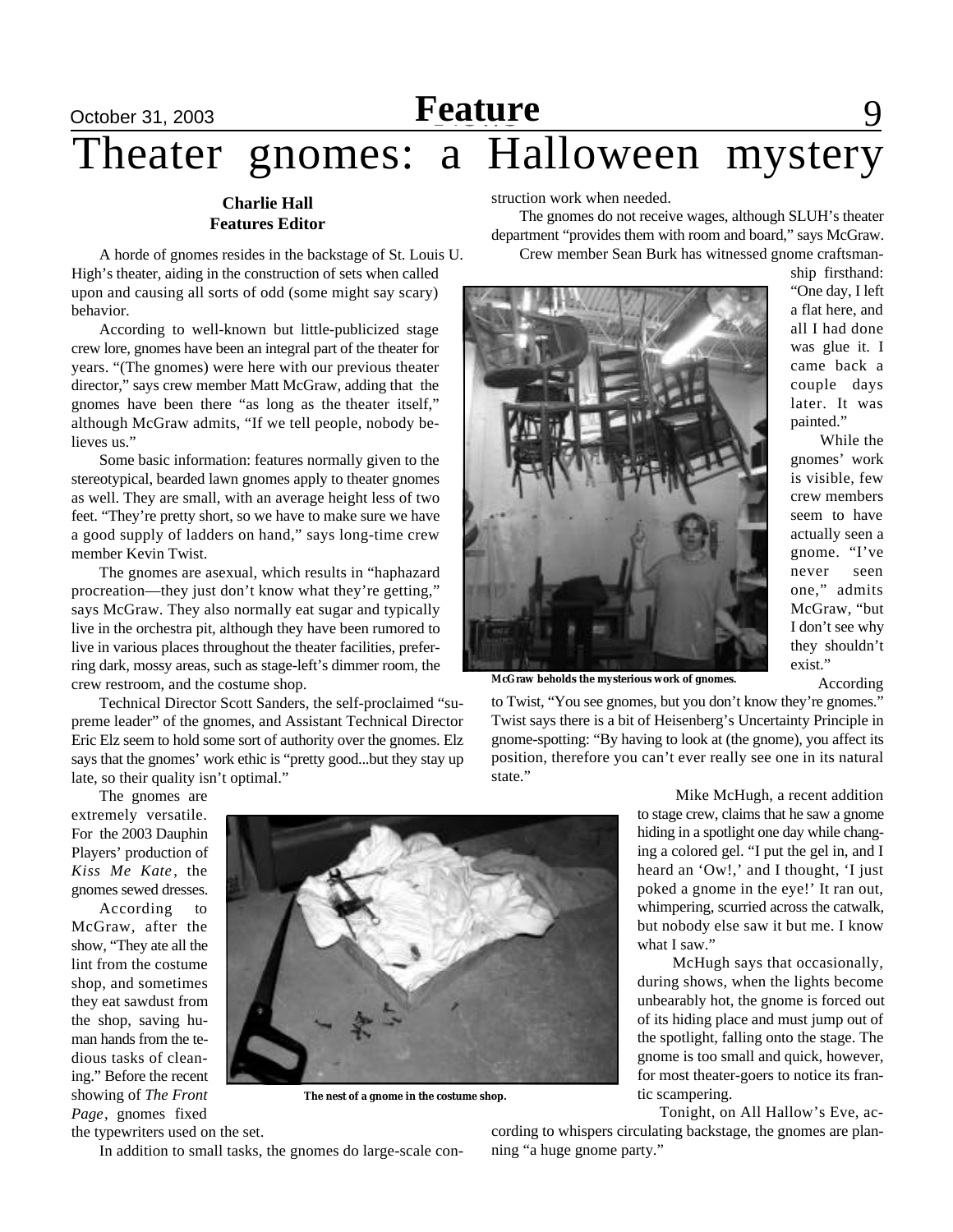# Theater gnomes: a Halloween mystery

**Charlie Hall**
**Features Editor**

A horde of gnomes resides in the backstage of St. Louis U. High's theater, aiding in the construction of sets when called upon and causing all sorts of odd (some might say scary) behavior.

According to well-known but little-publicized stage crew lore, gnomes have been an integral part of the theater for years. "(The gnomes) were here with our previous theater director," says crew member Matt McGraw, adding that the gnomes have been there "as long as the theater itself," although McGraw admits, "If we tell people, nobody believes us."

Some basic information: features normally given to the stereotypical, bearded lawn gnomes apply to theater gnomes as well. They are small, with an average height less of two feet. "They're pretty short, so we have to make sure we have a good supply of ladders on hand," says long-time crew member Kevin Twist.

The gnomes are asexual, which results in "haphazard procreation—they just don't know what they're getting," says McGraw. They also normally eat sugar and typically live in the orchestra pit, although they have been rumored to live in various places throughout the theater facilities, preferring dark, mossy areas, such as stage-left's dimmer room, the crew restroom, and the costume shop.

Technical Director Scott Sanders, the self-proclaimed "supreme leader" of the gnomes, and Assistant Technical Director Eric Elz seem to hold some sort of authority over the gnomes. Elz says that the gnomes' work ethic is "pretty good...but they stay up late, so their quality isn't optimal."

The gnomes are extremely versatile. For the 2003 Dauphin Players' production of *Kiss Me Kate*, the gnomes sewed dresses.

According to McGraw, after the show, "They ate all the lint from the costume shop, and sometimes they eat sawdust from the shop, saving human hands from the tedious tasks of cleaning." Before the recent showing of *The Front Page*, gnomes fixed the typewriters used on the set.

In addition to small tasks, the gnomes do large-scale construction work when needed.

The gnomes do not receive wages, although SLUH's theater department "provides them with room and board," says McGraw.

Crew member Sean Burk has witnessed gnome craftsmanship firsthand: "One day, I left a flat here, and all I had done was glue it. I came back a couple days later. It was painted."

McGraw beholds the mysterious work of gnomes.

While the gnomes' work is visible, few crew members seem to have actually seen a gnome. "I've never seen one," admits McGraw, "but I don't see why they shouldn't exist."

According to Twist, "You see gnomes, but you don't know they're gnomes." Twist says there is a bit of Heisenberg's Uncertainty Principle in gnome-spotting: "By having to look at (the gnome), you affect its position, therefore you can't ever really see one in its natural state."

The nest of a gnome in the costume shop.

Mike McHugh, a recent addition to stage crew, claims that he saw a gnome hiding in a spotlight one day while changing a colored gel. "I put the gel in, and I heard an 'Ow!,' and I thought, 'I just poked a gnome in the eye!' It ran out, whimpering, scurried across the catwalk, but nobody else saw it but me. I know what I saw."

McHugh says that occasionally, during shows, when the lights become unbearably hot, the gnome is forced out of its hiding place and must jump out of the spotlight, falling onto the stage. The gnome is too small and quick, however, for most theater-goers to notice its frantic scampering.

Tonight, on All Hallow's Eve, according to whispers circulating backstage, the gnomes are planning "a huge gnome party."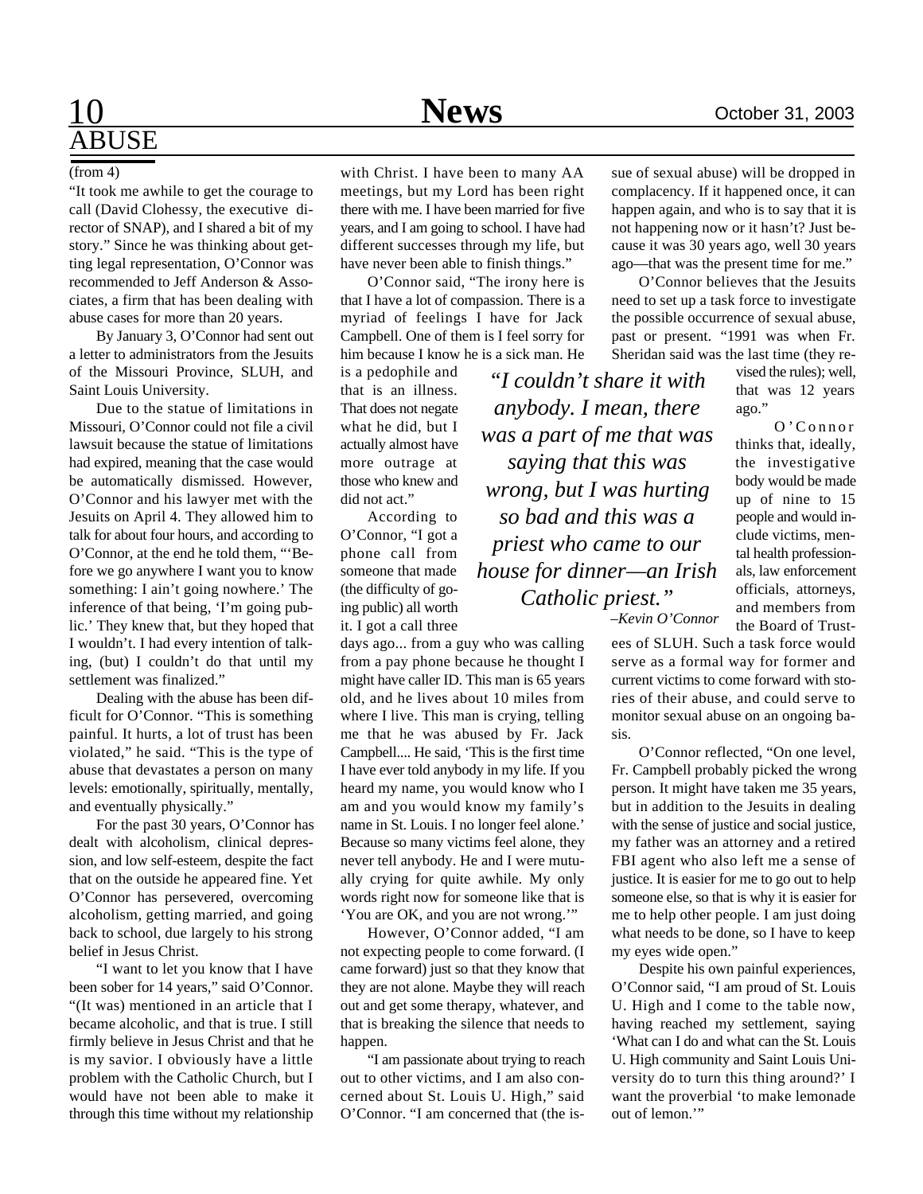# ABUSE

(from 4)

"It took me awhile to get the courage to call (David Clohessy, the executive director of SNAP), and I shared a bit of my story." Since he was thinking about getting legal representation, O'Connor was recommended to Jeff Anderson & Associates, a firm that has been dealing with abuse cases for more than 20 years.

By January 3, O'Connor had sent out a letter to administrators from the Jesuits of the Missouri Province, SLUH, and Saint Louis University.

Due to the statue of limitations in Missouri, O'Connor could not file a civil lawsuit because the statue of limitations had expired, meaning that the case would be automatically dismissed. However, O'Connor and his lawyer met with the Jesuits on April 4. They allowed him to talk for about four hours, and according to O'Connor, at the end he told them, "'Before we go anywhere I want you to know something: I ain't going nowhere.' The inference of that being, 'I'm going public.' They knew that, but they hoped that I wouldn't. I had every intention of talking, (but) I couldn't do that until my settlement was finalized."

Dealing with the abuse has been difficult for O'Connor. "This is something painful. It hurts, a lot of trust has been violated," he said. "This is the type of abuse that devastates a person on many levels: emotionally, spiritually, mentally, and eventually physically."

For the past 30 years, O'Connor has dealt with alcoholism, clinical depression, and low self-esteem, despite the fact that on the outside he appeared fine. Yet O'Connor has persevered, overcoming alcoholism, getting married, and going back to school, due largely to his strong belief in Jesus Christ.

"I want to let you know that I have been sober for 14 years," said O'Connor. "(It was) mentioned in an article that I became alcoholic, and that is true. I still firmly believe in Jesus Christ and that he is my savior. I obviously have a little problem with the Catholic Church, but I would have not been able to make it through this time without my relationship with Christ. I have been to many AA meetings, but my Lord has been right there with me. I have been married for five years, and I am going to school. I have had different successes through my life, but have never been able to finish things."

O'Connor said, "The irony here is that I have a lot of compassion. There is a myriad of feelings I have for Jack Campbell. One of them is I feel sorry for him because I know he is a sick man. He is a pedophile and that is an illness. That does not negate what he did, but I actually almost have more outrage at those who knew and did not act."

> *"I couldn't share it with anybody. I mean, there was a part of me that was saying that this was wrong, but I was hurting so bad and this was a priest who came to our house for dinner—an Irish Catholic priest."*
>
> *–Kevin O'Connor*

According to O'Connor, "I got a phone call from someone that made (the difficulty of going public) all worth it. I got a call three days ago... from a guy who was calling from a pay phone because he thought I might have caller ID. This man is 65 years old, and he lives about 10 miles from where I live. This man is crying, telling me that he was abused by Fr. Jack Campbell.... He said, 'This is the first time I have ever told anybody in my life. If you heard my name, you would know who I am and you would know my family's name in St. Louis. I no longer feel alone.' Because so many victims feel alone, they never tell anybody. He and I were mutually crying for quite awhile. My only words right now for someone like that is 'You are OK, and you are not wrong.'"

However, O'Connor added, "I am not expecting people to come forward. (I came forward) just so that they know that they are not alone. Maybe they will reach out and get some therapy, whatever, and that is breaking the silence that needs to happen.

"I am passionate about trying to reach out to other victims, and I am also concerned about St. Louis U. High," said O'Connor. "I am concerned that (the issue of sexual abuse) will be dropped in complacency. If it happened once, it can happen again, and who is to say that it is not happening now or it hasn't? Just because it was 30 years ago, well 30 years ago—that was the present time for me."

O'Connor believes that the Jesuits need to set up a task force to investigate the possible occurrence of sexual abuse, past or present. "1991 was when Fr. Sheridan said was the last time (they revised the rules); well, that was 12 years ago."

O'Connor thinks that, ideally, the investigative body would be made up of nine to 15 people and would include victims, mental health professionals, law enforcement officials, attorneys, and members from the Board of Trustees of SLUH. Such a task force would serve as a formal way for former and current victims to come forward with stories of their abuse, and could serve to monitor sexual abuse on an ongoing basis.

O'Connor reflected, "On one level, Fr. Campbell probably picked the wrong person. It might have taken me 35 years, but in addition to the Jesuits in dealing with the sense of justice and social justice, my father was an attorney and a retired FBI agent who also left me a sense of justice. It is easier for me to go out to help someone else, so that is why it is easier for me to help other people. I am just doing what needs to be done, so I have to keep my eyes wide open."

Despite his own painful experiences, O'Connor said, "I am proud of St. Louis U. High and I come to the table now, having reached my settlement, saying 'What can I do and what can the St. Louis U. High community and Saint Louis University do to turn this thing around?' I want the proverbial 'to make lemonade out of lemon.'"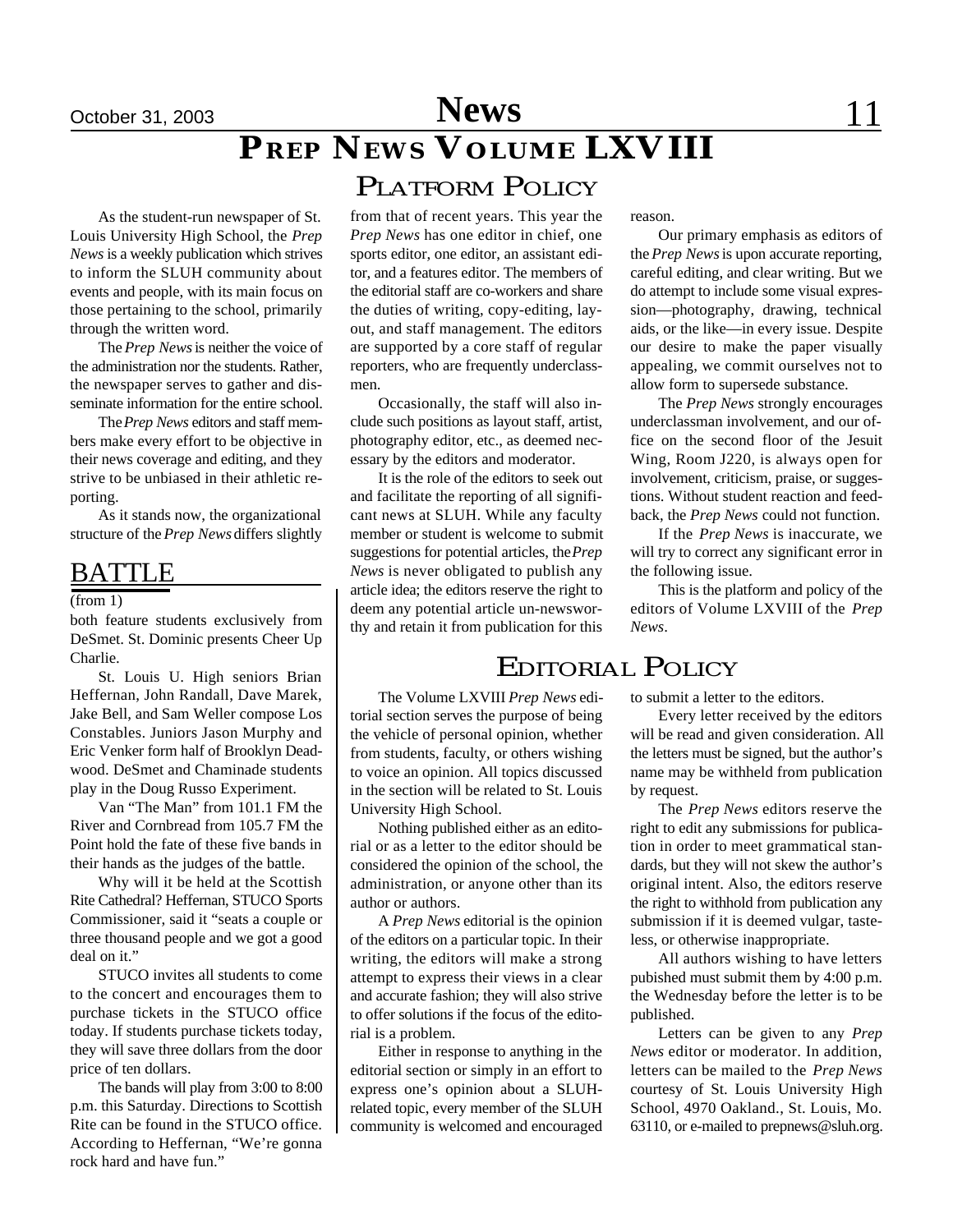# PREP NEWS VOLUME LXVIII

## PLATFORM POLICY

As the student-run newspaper of St. Louis University High School, the *Prep News* is a weekly publication which strives to inform the SLUH community about events and people, with its main focus on those pertaining to the school, primarily through the written word.

The *Prep News* is neither the voice of the administration nor the students. Rather, the newspaper serves to gather and disseminate information for the entire school.

The *Prep News* editors and staff members make every effort to be objective in their news coverage and editing, and they strive to be unbiased in their athletic reporting.

As it stands now, the organizational structure of the *Prep News* differs slightly from that of recent years. This year the *Prep News* has one editor in chief, one sports editor, one editor, an assistant editor, and a features editor. The members of the editorial staff are co-workers and share the duties of writing, copy-editing, layout, and staff management. The editors are supported by a core staff of regular reporters, who are frequently underclassmen.

Occasionally, the staff will also include such positions as layout staff, artist, photography editor, etc., as deemed necessary by the editors and moderator.

It is the role of the editors to seek out and facilitate the reporting of all significant news at SLUH. While any faculty member or student is welcome to submit suggestions for potential articles, the *Prep News* is never obligated to publish any article idea; the editors reserve the right to deem any potential article un-newsworthy and retain it from publication for this reason.

Our primary emphasis as editors of the *Prep News* is upon accurate reporting, careful editing, and clear writing. But we do attempt to include some visual expression—photography, drawing, technical aids, or the like—in every issue. Despite our desire to make the paper visually appealing, we commit ourselves not to allow form to supersede substance.

The *Prep News* strongly encourages underclassman involvement, and our office on the second floor of the Jesuit Wing, Room J220, is always open for involvement, criticism, praise, or suggestions. Without student reaction and feedback, the *Prep News* could not function.

If the *Prep News* is inaccurate, we will try to correct any significant error in the following issue.

This is the platform and policy of the editors of Volume LXVIII of the *Prep News*.

## BATTLE

(from 1)

both feature students exclusively from DeSmet. St. Dominic presents Cheer Up Charlie.

St. Louis U. High seniors Brian Heffernan, John Randall, Dave Marek, Jake Bell, and Sam Weller compose Los Constables. Juniors Jason Murphy and Eric Venker form half of Brooklyn Deadwood. DeSmet and Chaminade students play in the Doug Russo Experiment.

Van "The Man" from 101.1 FM the River and Cornbread from 105.7 FM the Point hold the fate of these five bands in their hands as the judges of the battle.

Why will it be held at the Scottish Rite Cathedral? Heffernan, STUCO Sports Commissioner, said it "seats a couple or three thousand people and we got a good deal on it."

STUCO invites all students to come to the concert and encourages them to purchase tickets in the STUCO office today. If students purchase tickets today, they will save three dollars from the door price of ten dollars.

The bands will play from 3:00 to 8:00 p.m. this Saturday. Directions to Scottish Rite can be found in the STUCO office. According to Heffernan, "We're gonna rock hard and have fun."

## EDITORIAL POLICY

The Volume LXVIII *Prep News* editorial section serves the purpose of being the vehicle of personal opinion, whether from students, faculty, or others wishing to voice an opinion. All topics discussed in the section will be related to St. Louis University High School.

Nothing published either as an editorial or as a letter to the editor should be considered the opinion of the school, the administration, or anyone other than its author or authors.

A *Prep News* editorial is the opinion of the editors on a particular topic. In their writing, the editors will make a strong attempt to express their views in a clear and accurate fashion; they will also strive to offer solutions if the focus of the editorial is a problem.

Either in response to anything in the editorial section or simply in an effort to express one's opinion about a SLUH-related topic, every member of the SLUH community is welcomed and encouraged to submit a letter to the editors.

Every letter received by the editors will be read and given consideration. All the letters must be signed, but the author's name may be withheld from publication by request.

The *Prep News* editors reserve the right to edit any submissions for publication in order to meet grammatical standards, but they will not skew the author's original intent. Also, the editors reserve the right to withhold from publication any submission if it is deemed vulgar, tasteless, or otherwise inappropriate.

All authors wishing to have letters pubished must submit them by 4:00 p.m. the Wednesday before the letter is to be published.

Letters can be given to any *Prep News* editor or moderator. In addition, letters can be mailed to the *Prep News* courtesy of St. Louis University High School, 4970 Oakland., St. Louis, Mo. 63110, or e-mailed to prepnews@sluh.org.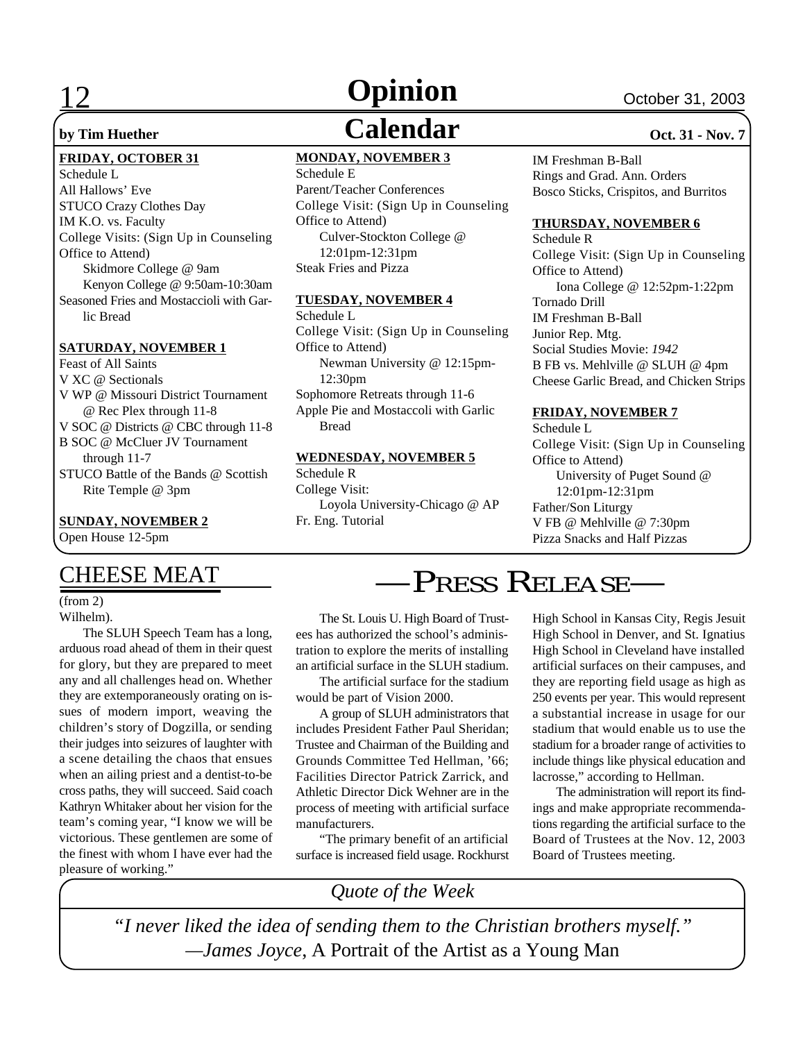# Opinion

## Calendar

by Tim Huether

Oct. 31 - Nov. 7

**FRIDAY, OCTOBER 31**

Schedule L
All Hallows' Eve
STUCO Crazy Clothes Day
IM K.O. vs. Faculty
College Visits: (Sign Up in Counseling Office to Attend)
Skidmore College @ 9am
Kenyon College @ 9:50am-10:30am
Seasoned Fries and Mostaccioli with Garlic Bread

**SATURDAY, NOVEMBER 1**

Feast of All Saints
V XC @ Sectionals
V WP @ Missouri District Tournament @ Rec Plex through 11-8
V SOC @ Districts @ CBC through 11-8
B SOC @ McCluer JV Tournament through 11-7
STUCO Battle of the Bands @ Scottish Rite Temple @ 3pm

**SUNDAY, NOVEMBER 2**

Open House 12-5pm

**MONDAY, NOVEMBER 3**

Schedule E
Parent/Teacher Conferences
College Visit: (Sign Up in Counseling Office to Attend)
Culver-Stockton College @ 12:01pm-12:31pm
Steak Fries and Pizza

**TUESDAY, NOVEMBER 4**

Schedule L
College Visit: (Sign Up in Counseling Office to Attend)
Newman University @ 12:15pm-12:30pm
Sophomore Retreats through 11-6
Apple Pie and Mostaccoli with Garlic Bread

**WEDNESDAY, NOVEMBER 5**

Schedule R
College Visit:
Loyola University-Chicago @ AP
Fr. Eng. Tutorial
IM Freshman B-Ball
Rings and Grad. Ann. Orders
Bosco Sticks, Crispitos, and Burritos

**THURSDAY, NOVEMBER 6**

Schedule R
College Visit: (Sign Up in Counseling Office to Attend)
Iona College @ 12:52pm-1:22pm
Tornado Drill
IM Freshman B-Ball
Junior Rep. Mtg.
Social Studies Movie: *1942*
B FB vs. Mehlville @ SLUH @ 4pm
Cheese Garlic Bread, and Chicken Strips

**FRIDAY, NOVEMBER 7**

Schedule L
College Visit: (Sign Up in Counseling Office to Attend)
University of Puget Sound @ 12:01pm-12:31pm
Father/Son Liturgy
V FB @ Mehlville @ 7:30pm
Pizza Snacks and Half Pizzas

## CHEESE MEAT

(from 2)

Wilhelm).

The SLUH Speech Team has a long, arduous road ahead of them in their quest for glory, but they are prepared to meet any and all challenges head on. Whether they are extemporaneously orating on issues of modern import, weaving the children's story of Dogzilla, or sending their judges into seizures of laughter with a scene detailing the chaos that ensues when an ailing priest and a dentist-to-be cross paths, they will succeed. Said coach Kathryn Whitaker about her vision for the team's coming year, "I know we will be victorious. These gentlemen are some of the finest with whom I have ever had the pleasure of working."

## —PRESS RELEASE—

The St. Louis U. High Board of Trustees has authorized the school's administration to explore the merits of installing an artificial surface in the SLUH stadium.

The artificial surface for the stadium would be part of Vision 2000.

A group of SLUH administrators that includes President Father Paul Sheridan; Trustee and Chairman of the Building and Grounds Committee Ted Hellman, '66; Facilities Director Patrick Zarrick, and Athletic Director Dick Wehner are in the process of meeting with artificial surface manufacturers.

"The primary benefit of an artificial surface is increased field usage. Rockhurst High School in Kansas City, Regis Jesuit High School in Denver, and St. Ignatius High School in Cleveland have installed artificial surfaces on their campuses, and they are reporting field usage as high as 250 events per year. This would represent a substantial increase in usage for our stadium that would enable us to use the stadium for a broader range of activities to include things like physical education and lacrosse," according to Hellman.

The administration will report its findings and make appropriate recommendations regarding the artificial surface to the Board of Trustees at the Nov. 12, 2003 Board of Trustees meeting.

*Quote of the Week*

*"I never liked the idea of sending them to the Christian brothers myself."*
*—James Joyce*, A Portrait of the Artist as a Young Man